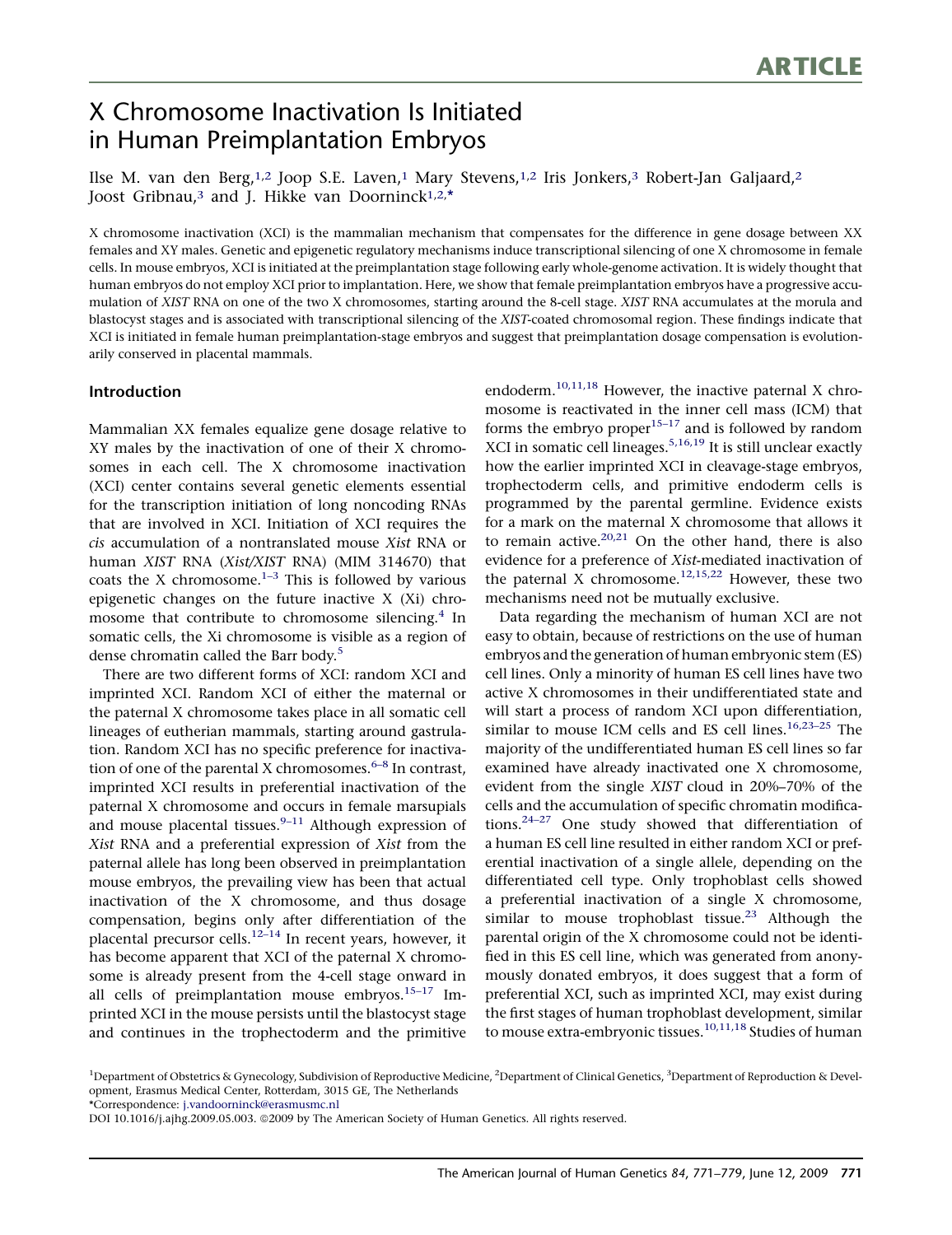ARTICLE

# X Chromosome Inactivation Is Initiated in Human Preimplantation Embryos

Ilse M. van den Berg,[1,2] Joop S.E. Laven,[1] Mary Stevens,[1,2] Iris Jonkers,[3] Robert-Jan Galjaard,[2] Joost Gribnau,[3] and J. Hikke van Doorninck[1,2,*]

X chromosome inactivation (XCI) is the mammalian mechanism that compensates for the difference in gene dosage between XX females and XY males. Genetic and epigenetic regulatory mechanisms induce transcriptional silencing of one X chromosome in female cells. In mouse embryos, XCI is initiated at the preimplantation stage following early whole-genome activation. It is widely thought that human embryos do not employ XCI prior to implantation. Here, we show that female preimplantation embryos have a progressive accumulation of *XIST* RNA on one of the two X chromosomes, starting around the 8-cell stage. *XIST* RNA accumulates at the morula and blastocyst stages and is associated with transcriptional silencing of the *XIST*-coated chromosomal region. These findings indicate that XCI is initiated in female human preimplantation-stage embryos and suggest that preimplantation dosage compensation is evolutionarily conserved in placental mammals.

## Introduction

Mammalian XX females equalize gene dosage relative to XY males by the inactivation of one of their X chromosomes in each cell. The X chromosome inactivation (XCI) center contains several genetic elements essential for the transcription initiation of long noncoding RNAs that are involved in XCI. Initiation of XCI requires the *cis* accumulation of a nontranslated mouse *Xist* RNA or human *XIST* RNA (*Xist/XIST* RNA) (MIM 314670) that coats the X chromosome.[1–3] This is followed by various epigenetic changes on the future inactive X (Xi) chromosome that contribute to chromosome silencing.[4] In somatic cells, the Xi chromosome is visible as a region of dense chromatin called the Barr body.[5]

There are two different forms of XCI: random XCI and imprinted XCI. Random XCI of either the maternal or the paternal X chromosome takes place in all somatic cell lineages of eutherian mammals, starting around gastrulation. Random XCI has no specific preference for inactivation of one of the parental X chromosomes.[6–8] In contrast, imprinted XCI results in preferential inactivation of the paternal X chromosome and occurs in female marsupials and mouse placental tissues.[9–11] Although expression of *Xist* RNA and a preferential expression of *Xist* from the paternal allele has long been observed in preimplantation mouse embryos, the prevailing view has been that actual inactivation of the X chromosome, and thus dosage compensation, begins only after differentiation of the placental precursor cells.[12–14] In recent years, however, it has become apparent that XCI of the paternal X chromosome is already present from the 4-cell stage onward in all cells of preimplantation mouse embryos.[15–17] Imprinted XCI in the mouse persists until the blastocyst stage and continues in the trophectoderm and the primitive endoderm.[10,11,18] However, the inactive paternal X chromosome is reactivated in the inner cell mass (ICM) that forms the embryo proper[15–17] and is followed by random XCI in somatic cell lineages.[5,16,19] It is still unclear exactly how the earlier imprinted XCI in cleavage-stage embryos, trophectoderm cells, and primitive endoderm cells is programmed by the parental germline. Evidence exists for a mark on the maternal X chromosome that allows it to remain active.[20,21] On the other hand, there is also evidence for a preference of *Xist*-mediated inactivation of the paternal X chromosome.[12,15,22] However, these two mechanisms need not be mutually exclusive.

Data regarding the mechanism of human XCI are not easy to obtain, because of restrictions on the use of human embryos and the generation of human embryonic stem (ES) cell lines. Only a minority of human ES cell lines have two active X chromosomes in their undifferentiated state and will start a process of random XCI upon differentiation, similar to mouse ICM cells and ES cell lines.[16,23–25] The majority of the undifferentiated human ES cell lines so far examined have already inactivated one X chromosome, evident from the single *XIST* cloud in 20%–70% of the cells and the accumulation of specific chromatin modifications.[24–27] One study showed that differentiation of a human ES cell line resulted in either random XCI or preferential inactivation of a single allele, depending on the differentiated cell type. Only trophoblast cells showed a preferential inactivation of a single X chromosome, similar to mouse trophoblast tissue.[23] Although the parental origin of the X chromosome could not be identified in this ES cell line, which was generated from anonymously donated embryos, it does suggest that a form of preferential XCI, such as imprinted XCI, may exist during the first stages of human trophoblast development, similar to mouse extra-embryonic tissues.[10,11,18] Studies of human

[1]Department of Obstetrics & Gynecology, Subdivision of Reproductive Medicine, [2]Department of Clinical Genetics, [3]Department of Reproduction & Development, Erasmus Medical Center, Rotterdam, 3015 GE, The Netherlands
*Correspondence: j.vandoorninck@erasmusmc.nl
DOI 10.1016/j.ajhg.2009.05.003. ©2009 by The American Society of Human Genetics. All rights reserved.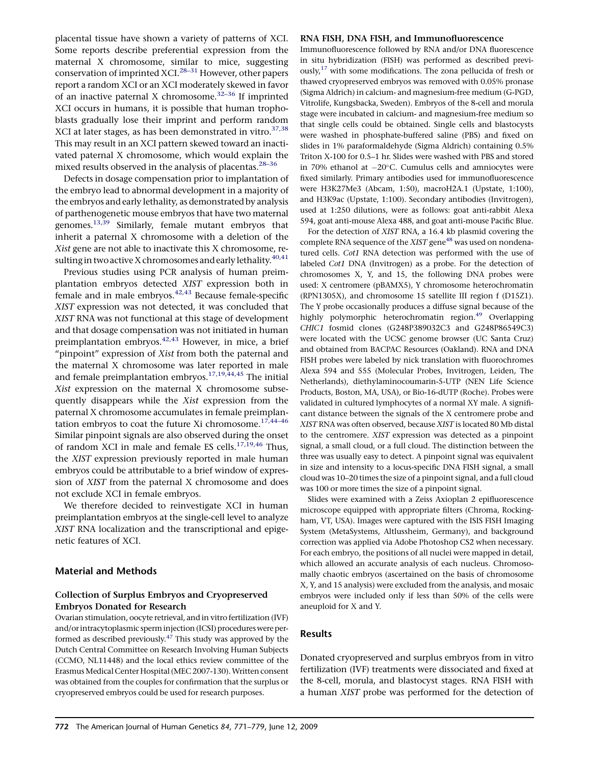placental tissue have shown a variety of patterns of XCI. Some reports describe preferential expression from the maternal X chromosome, similar to mice, suggesting conservation of imprinted XCI.[28–31] However, other papers report a random XCI or an XCI moderately skewed in favor of an inactive paternal X chromosome.[32–36] If imprinted XCI occurs in humans, it is possible that human trophoblasts gradually lose their imprint and perform random XCI at later stages, as has been demonstrated in vitro.[37,38] This may result in an XCI pattern skewed toward an inactivated paternal X chromosome, which would explain the mixed results observed in the analysis of placentas.[28–36]

Defects in dosage compensation prior to implantation of the embryo lead to abnormal development in a majority of the embryos and early lethality, as demonstrated by analysis of parthenogenetic mouse embryos that have two maternal genomes.[13,39] Similarly, female mutant embryos that inherit a paternal X chromosome with a deletion of the *Xist* gene are not able to inactivate this X chromosome, resulting in two active X chromosomes and early lethality.[40,41]

Previous studies using PCR analysis of human preimplantation embryos detected *XIST* expression both in female and in male embryos.[42,43] Because female-specific *XIST* expression was not detected, it was concluded that *XIST* RNA was not functional at this stage of development and that dosage compensation was not initiated in human preimplantation embryos.[42,43] However, in mice, a brief "pinpoint" expression of *Xist* from both the paternal and the maternal X chromosome was later reported in male and female preimplantation embryos.[17,19,44,45] The initial *Xist* expression on the maternal X chromosome subsequently disappears while the *Xist* expression from the paternal X chromosome accumulates in female preimplantation embryos to coat the future Xi chromosome.[17,44–46] Similar pinpoint signals are also observed during the onset of random XCI in male and female ES cells.[17,19,46] Thus, the *XIST* expression previously reported in male human embryos could be attributable to a brief window of expression of *XIST* from the paternal X chromosome and does not exclude XCI in female embryos.

We therefore decided to reinvestigate XCI in human preimplantation embryos at the single-cell level to analyze *XIST* RNA localization and the transcriptional and epigenetic features of XCI.

## Material and Methods

### Collection of Surplus Embryos and Cryopreserved Embryos Donated for Research

Ovarian stimulation, oocyte retrieval, and in vitro fertilization (IVF) and/or intracytoplasmic sperm injection (ICSI) procedures were performed as described previously.[47] This study was approved by the Dutch Central Committee on Research Involving Human Subjects (CCMO, NL11448) and the local ethics review committee of the Erasmus Medical Center Hospital (MEC 2007-130). Written consent was obtained from the couples for confirmation that the surplus or cryopreserved embryos could be used for research purposes.

### RNA FISH, DNA FISH, and Immunofluorescence

Immunofluorescence followed by RNA and/or DNA fluorescence in situ hybridization (FISH) was performed as described previously,[17] with some modifications. The zona pellucida of fresh or thawed cryopreserved embryos was removed with 0.05% pronase (Sigma Aldrich) in calcium- and magnesium-free medium (G-PGD, Vitrolife, Kungsbacka, Sweden). Embryos of the 8-cell and morula stage were incubated in calcium- and magnesium-free medium so that single cells could be obtained. Single cells and blastocysts were washed in phosphate-buffered saline (PBS) and fixed on slides in 1% paraformaldehyde (Sigma Aldrich) containing 0.5% Triton X-100 for 0.5–1 hr. Slides were washed with PBS and stored in 70% ethanol at −20°C. Cumulus cells and amniocytes were fixed similarly. Primary antibodies used for immunofluorescence were H3K27Me3 (Abcam, 1:50), macroH2A.1 (Upstate, 1:100), and H3K9ac (Upstate, 1:100). Secondary antibodies (Invitrogen), used at 1:250 dilutions, were as follows: goat anti-rabbit Alexa 594, goat anti-mouse Alexa 488, and goat anti-mouse Pacific Blue.

For the detection of *XIST* RNA, a 16.4 kb plasmid covering the complete RNA sequence of the *XIST* gene[48] was used on nondenatured cells. *Cot1* RNA detection was performed with the use of labeled *Cot1* DNA (Invitrogen) as a probe. For the detection of chromosomes X, Y, and 15, the following DNA probes were used: X centromere (pBAMX5), Y chromosome heterochromatin (RPN1305X), and chromosome 15 satellite III region f (D15Z1). The Y probe occasionally produces a diffuse signal because of the highly polymorphic heterochromatin region.[49] Overlapping *CHIC1* fosmid clones (G248P389032C3 and G248P86549C3) were located with the UCSC genome browser (UC Santa Cruz) and obtained from BACPAC Resources (Oakland). RNA and DNA FISH probes were labeled by nick translation with fluorochromes Alexa 594 and 555 (Molecular Probes, Invitrogen, Leiden, The Netherlands), diethylaminocoumarin-5-UTP (NEN Life Science Products, Boston, MA, USA), or Bio-16-dUTP (Roche). Probes were validated in cultured lymphocytes of a normal XY male. A significant distance between the signals of the X centromere probe and *XIST* RNA was often observed, because *XIST* is located 80 Mb distal to the centromere. *XIST* expression was detected as a pinpoint signal, a small cloud, or a full cloud. The distinction between the three was usually easy to detect. A pinpoint signal was equivalent in size and intensity to a locus-specific DNA FISH signal, a small cloud was 10–20 times the size of a pinpoint signal, and a full cloud was 100 or more times the size of a pinpoint signal.

Slides were examined with a Zeiss Axioplan 2 epifluorescence microscope equipped with appropriate filters (Chroma, Rockingham, VT, USA). Images were captured with the ISIS FISH Imaging System (MetaSystems, Altlussheim, Germany), and background correction was applied via Adobe Photoshop CS2 when necessary. For each embryo, the positions of all nuclei were mapped in detail, which allowed an accurate analysis of each nucleus. Chromosomally chaotic embryos (ascertained on the basis of chromosome X, Y, and 15 analysis) were excluded from the analysis, and mosaic embryos were included only if less than 50% of the cells were aneuploid for X and Y.

## Results

Donated cryopreserved and surplus embryos from in vitro fertilization (IVF) treatments were dissociated and fixed at the 8-cell, morula, and blastocyst stages. RNA FISH with a human *XIST* probe was performed for the detection of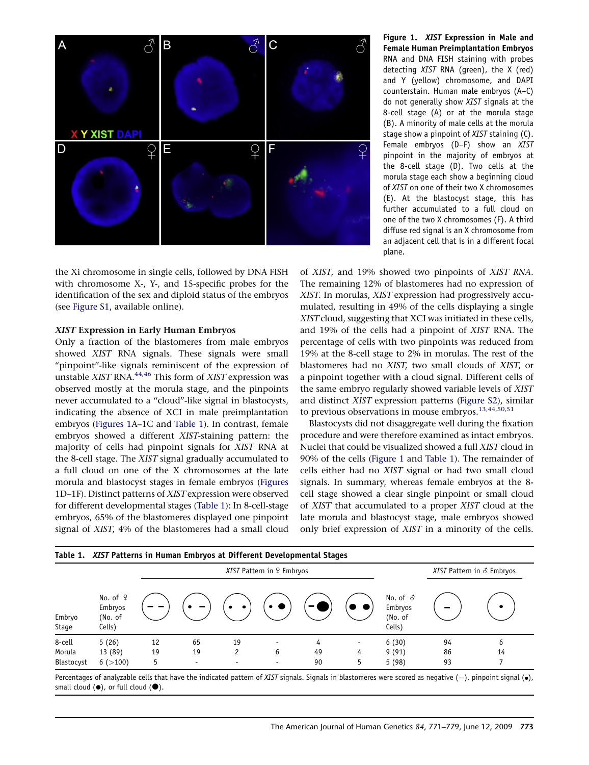**Figure 1. *XIST* Expression in Male and Female Human Preimplantation Embryos**
RNA and DNA FISH staining with probes detecting *XIST* RNA (green), the X (red) and Y (yellow) chromosome, and DAPI counterstain. Human male embryos (A–C) do not generally show *XIST* signals at the 8-cell stage (A) or at the morula stage (B). A minority of male cells at the morula stage show a pinpoint of *XIST* staining (C). Female embryos (D–F) show an *XIST* pinpoint in the majority of embryos at the 8-cell stage (D). Two cells at the morula stage each show a beginning cloud of *XIST* on one of their two X chromosomes (E). At the blastocyst stage, this has further accumulated to a full cloud on one of the two X chromosomes (F). A third diffuse red signal is an X chromosome from an adjacent cell that is in a different focal plane.

the Xi chromosome in single cells, followed by DNA FISH with chromosome X-, Y-, and 15-specific probes for the identification of the sex and diploid status of the embryos (see Figure S1, available online).

### *XIST* Expression in Early Human Embryos

Only a fraction of the blastomeres from male embryos showed *XIST* RNA signals. These signals were small "pinpoint"-like signals reminiscent of the expression of unstable *XIST* RNA.[44,46] This form of *XIST* expression was observed mostly at the morula stage, and the pinpoints never accumulated to a "cloud"-like signal in blastocysts, indicating the absence of XCI in male preimplantation embryos (Figures 1A–1C and Table 1). In contrast, female embryos showed a different *XIST*-staining pattern: the majority of cells had pinpoint signals for *XIST* RNA at the 8-cell stage. The *XIST* signal gradually accumulated to a full cloud on one of the X chromosomes at the late morula and blastocyst stages in female embryos (Figures 1D–1F). Distinct patterns of *XIST* expression were observed for different developmental stages (Table 1): In 8-cell-stage embryos, 65% of the blastomeres displayed one pinpoint signal of *XIST*, 4% of the blastomeres had a small cloud of *XIST*, and 19% showed two pinpoints of *XIST RNA*. The remaining 12% of blastomeres had no expression of *XIST*. In morulas, *XIST* expression had progressively accumulated, resulting in 49% of the cells displaying a single *XIST* cloud, suggesting that XCI was initiated in these cells, and 19% of the cells had a pinpoint of *XIST* RNA. The percentage of cells with two pinpoints was reduced from 19% at the 8-cell stage to 2% in morulas. The rest of the blastomeres had no *XIST*, two small clouds of *XIST*, or a pinpoint together with a cloud signal. Different cells of the same embryo regularly showed variable levels of *XIST* and distinct *XIST* expression patterns (Figure S2), similar to previous observations in mouse embryos.[13,44,50,51]

Blastocysts did not disaggregate well during the fixation procedure and were therefore examined as intact embryos. Nuclei that could be visualized showed a full *XIST* cloud in 90% of the cells (Figure 1 and Table 1). The remainder of cells either had no *XIST* signal or had two small cloud signals. In summary, whereas female embryos at the 8-cell stage showed a clear single pinpoint or small cloud of *XIST* that accumulated to a proper *XIST* cloud at the late morula and blastocyst stage, male embryos showed only brief expression of *XIST* in a minority of the cells.

**Table 1. *XIST* Patterns in Human Embryos at Different Developmental Stages**

| | | *XIST* Pattern in ♀ Embryos | | | | | | | *XIST* Pattern in ♂ Embryos | |
|---|---|---|---|---|---|---|---|---|---|---|
| Embryo Stage | No. of ♀ Embryos (No. of Cells) | (− −) | (• −) | (• •) | (• ●) | (− ⬤) | (● ●) | No. of ♂ Embryos (No. of Cells) | (−) | (•) |
| 8-cell | 5 (26) | 12 | 65 | 19 | - | 4 | - | 6 (30) | 94 | 6 |
| Morula | 13 (89) | 19 | 19 | 2 | 6 | 49 | 4 | 9 (91) | 86 | 14 |
| Blastocyst | 6 (>100) | 5 | - | - | - | 90 | 5 | 5 (98) | 93 | 7 |

Percentages of analyzable cells that have the indicated pattern of *XIST* signals. Signals in blastomeres were scored as negative (−), pinpoint signal (•), small cloud (●), or full cloud (⬤).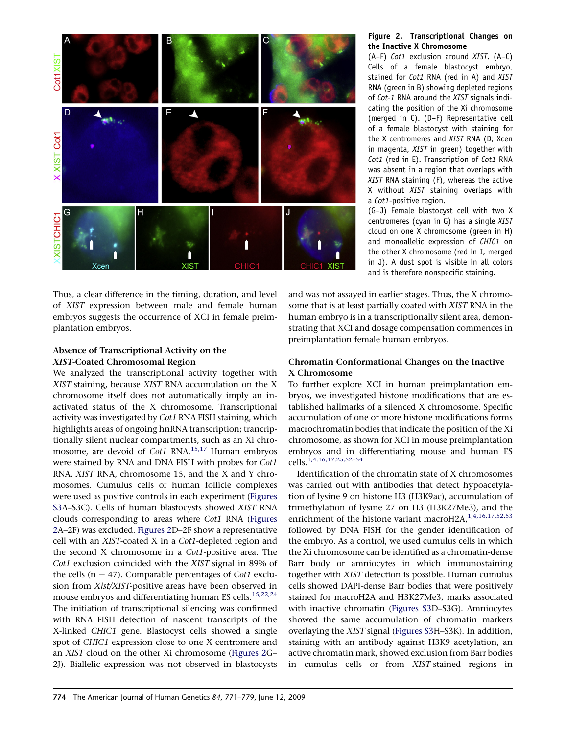**Figure 2. Transcriptional Changes on the Inactive X Chromosome**

(A–F) *Cot1* exclusion around *XIST*. (A–C) Cells of a female blastocyst embryo, stained for *Cot1* RNA (red in A) and *XIST* RNA (green in B) showing depleted regions of *Cot-1* RNA around the *XIST* signals indicating the position of the Xi chromosome (merged in C). (D–F) Representative cell of a female blastocyst with staining for the X centromeres and *XIST* RNA (D; Xcen in magenta, *XIST* in green) together with *Cot1* (red in E). Transcription of *Cot1* RNA was absent in a region that overlaps with *XIST* RNA staining (F), whereas the active X without *XIST* staining overlaps with a *Cot1*-positive region.

(G–J) Female blastocyst cell with two X centromeres (cyan in G) has a single *XIST* cloud on one X chromosome (green in H) and monoallelic expression of *CHIC1* on the other X chromosome (red in I, merged in J). A dust spot is visible in all colors and is therefore nonspecific staining.

Thus, a clear difference in the timing, duration, and level of *XIST* expression between male and female human embryos suggests the occurrence of XCI in female preimplantation embryos.

### Absence of Transcriptional Activity on the *XIST*-Coated Chromosomal Region

We analyzed the transcriptional activity together with *XIST* staining, because *XIST* RNA accumulation on the X chromosome itself does not automatically imply an inactivated status of the X chromosome. Transcriptional activity was investigated by *Cot1* RNA FISH staining, which highlights areas of ongoing hnRNA transcription; transcriptionally silent nuclear compartments, such as an Xi chromosome, are devoid of *Cot1* RNA.[15,17] Human embryos were stained by RNA and DNA FISH with probes for *Cot1* RNA, *XIST* RNA, chromosome 15, and the X and Y chromosomes. Cumulus cells of human follicle complexes were used as positive controls in each experiment (Figures S3A–S3C). Cells of human blastocysts showed *XIST* RNA clouds corresponding to areas where *Cot1* RNA (Figures 2A–2F) was excluded. Figures 2D–2F show a representative cell with an *XIST*-coated X in a *Cot1*-depleted region and the second X chromosome in a *Cot1*-positive area. The *Cot1* exclusion coincided with the *XIST* signal in 89% of the cells (n = 47). Comparable percentages of *Cot1* exclusion from *Xist/XIST*-positive areas have been observed in mouse embryos and differentiating human ES cells.[15,22,24] The initiation of transcriptional silencing was confirmed with RNA FISH detection of nascent transcripts of the X-linked *CHIC1* gene. Blastocyst cells showed a single spot of *CHIC1* expression close to one X centromere and an *XIST* cloud on the other Xi chromosome (Figures 2G–2J). Biallelic expression was not observed in blastocysts and was not assayed in earlier stages. Thus, the X chromosome that is at least partially coated with *XIST* RNA in the human embryo is in a transcriptionally silent area, demonstrating that XCI and dosage compensation commences in preimplantation female human embryos.

### Chromatin Conformational Changes on the Inactive X Chromosome

To further explore XCI in human preimplantation embryos, we investigated histone modifications that are established hallmarks of a silenced X chromosome. Specific accumulation of one or more histone modifications forms macrochromatin bodies that indicate the position of the Xi chromosome, as shown for XCI in mouse preimplantation embryos and in differentiating mouse and human ES cells.[1,4,16,17,25,52–54]

Identification of the chromatin state of X chromosomes was carried out with antibodies that detect hypoacetylation of lysine 9 on histone H3 (H3K9ac), accumulation of trimethylation of lysine 27 on H3 (H3K27Me3), and the enrichment of the histone variant macroH2A,[1,4,16,17,52,53] followed by DNA FISH for the gender identification of the embryo. As a control, we used cumulus cells in which the Xi chromosome can be identified as a chromatin-dense Barr body or amniocytes in which immunostaining together with *XIST* detection is possible. Human cumulus cells showed DAPI-dense Barr bodies that were positively stained for macroH2A and H3K27Me3, marks associated with inactive chromatin (Figures S3D–S3G). Amniocytes showed the same accumulation of chromatin markers overlaying the *XIST* signal (Figures S3H–S3K). In addition, staining with an antibody against H3K9 acetylation, an active chromatin mark, showed exclusion from Barr bodies in cumulus cells or from *XIST*-stained regions in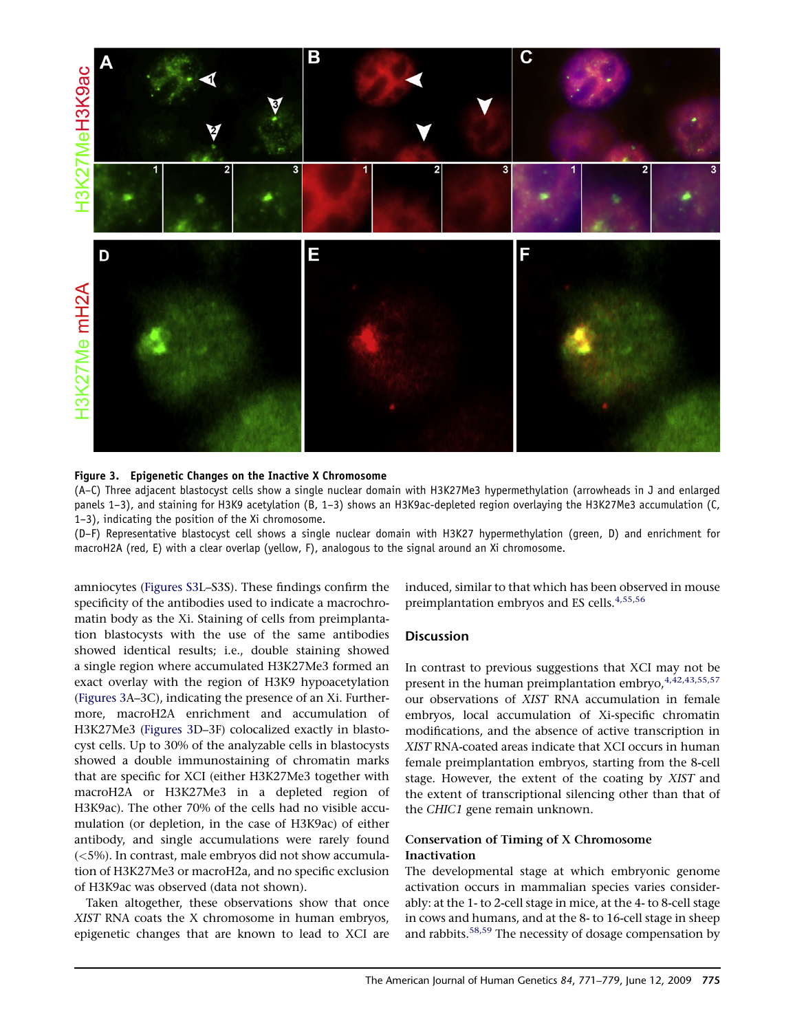**Figure 3. Epigenetic Changes on the Inactive X Chromosome**

(A–C) Three adjacent blastocyst cells show a single nuclear domain with H3K27Me3 hypermethylation (arrowheads in J and enlarged panels 1–3), and staining for H3K9 acetylation (B, 1–3) shows an H3K9ac-depleted region overlaying the H3K27Me3 accumulation (C, 1–3), indicating the position of the Xi chromosome.

(D–F) Representative blastocyst cell shows a single nuclear domain with H3K27 hypermethylation (green, D) and enrichment for macroH2A (red, E) with a clear overlap (yellow, F), analogous to the signal around an Xi chromosome.

amniocytes (Figures S3L–S3S). These findings confirm the specificity of the antibodies used to indicate a macrochromatin body as the Xi. Staining of cells from preimplantation blastocysts with the use of the same antibodies showed identical results; i.e., double staining showed a single region where accumulated H3K27Me3 formed an exact overlay with the region of H3K9 hypoacetylation (Figures 3A–3C), indicating the presence of an Xi. Furthermore, macroH2A enrichment and accumulation of H3K27Me3 (Figures 3D–3F) colocalized exactly in blastocyst cells. Up to 30% of the analyzable cells in blastocysts showed a double immunostaining of chromatin marks that are specific for XCI (either H3K27Me3 together with macroH2A or H3K27Me3 in a depleted region of H3K9ac). The other 70% of the cells had no visible accumulation (or depletion, in the case of H3K9ac) of either antibody, and single accumulations were rarely found (<5%). In contrast, male embryos did not show accumulation of H3K27Me3 or macroH2a, and no specific exclusion of H3K9ac was observed (data not shown).

Taken altogether, these observations show that once *XIST* RNA coats the X chromosome in human embryos, epigenetic changes that are known to lead to XCI are induced, similar to that which has been observed in mouse preimplantation embryos and ES cells.[4,55,56]

## Discussion

In contrast to previous suggestions that XCI may not be present in the human preimplantation embryo,[4,42,43,55,57] our observations of *XIST* RNA accumulation in female embryos, local accumulation of Xi-specific chromatin modifications, and the absence of active transcription in *XIST* RNA-coated areas indicate that XCI occurs in human female preimplantation embryos, starting from the 8-cell stage. However, the extent of the coating by *XIST* and the extent of transcriptional silencing other than that of the *CHIC1* gene remain unknown.

### Conservation of Timing of X Chromosome Inactivation

The developmental stage at which embryonic genome activation occurs in mammalian species varies considerably: at the 1- to 2-cell stage in mice, at the 4- to 8-cell stage in cows and humans, and at the 8- to 16-cell stage in sheep and rabbits.[58,59] The necessity of dosage compensation by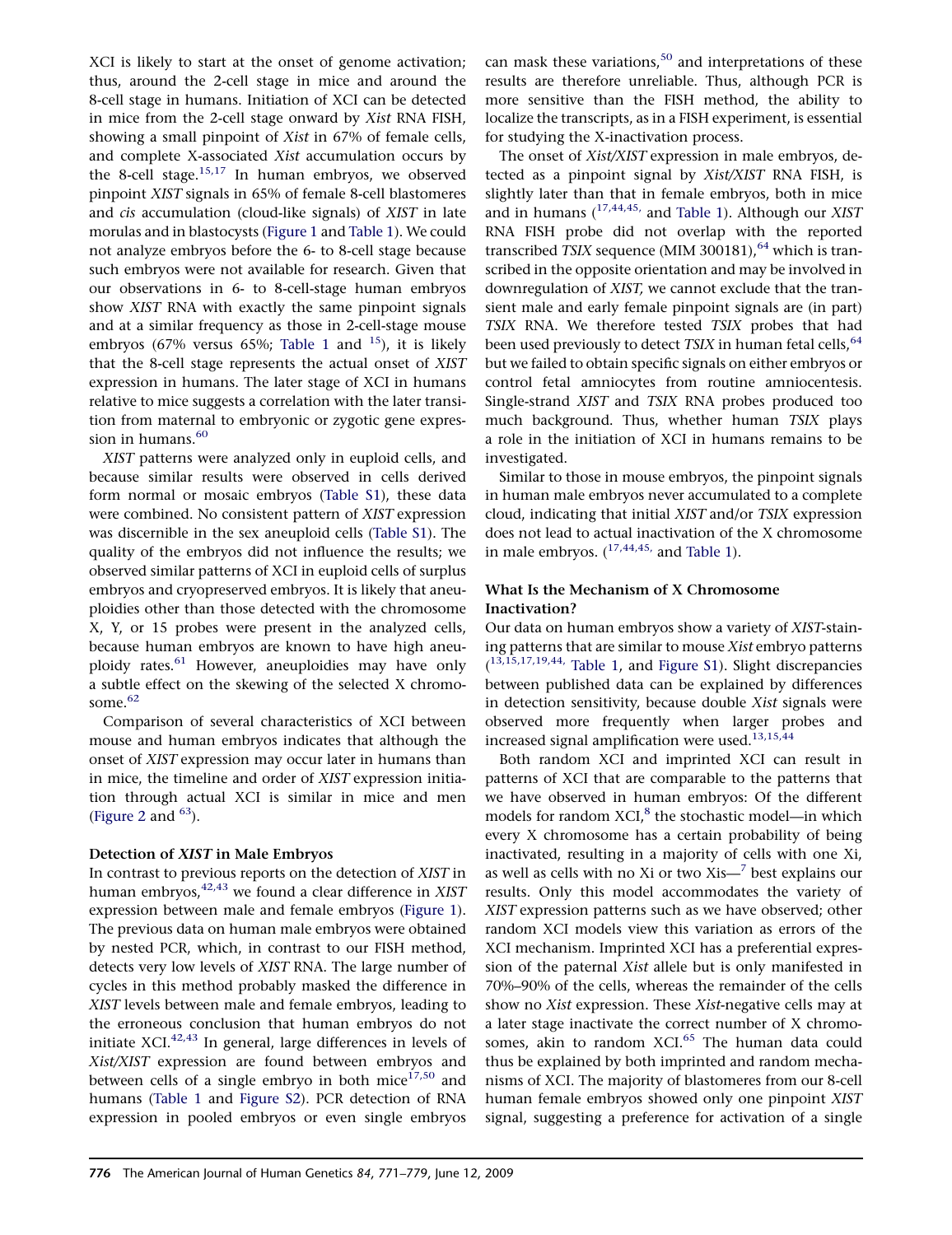XCI is likely to start at the onset of genome activation; thus, around the 2-cell stage in mice and around the 8-cell stage in humans. Initiation of XCI can be detected in mice from the 2-cell stage onward by *Xist* RNA FISH, showing a small pinpoint of *Xist* in 67% of female cells, and complete X-associated *Xist* accumulation occurs by the 8-cell stage.[15,17] In human embryos, we observed pinpoint *XIST* signals in 65% of female 8-cell blastomeres and *cis* accumulation (cloud-like signals) of *XIST* in late morulas and in blastocysts (Figure 1 and Table 1). We could not analyze embryos before the 6- to 8-cell stage because such embryos were not available for research. Given that our observations in 6- to 8-cell-stage human embryos show *XIST* RNA with exactly the same pinpoint signals and at a similar frequency as those in 2-cell-stage mouse embryos (67% versus 65%; Table 1 and [15]), it is likely that the 8-cell stage represents the actual onset of *XIST* expression in humans. The later stage of XCI in humans relative to mice suggests a correlation with the later transition from maternal to embryonic or zygotic gene expression in humans.[60]

*XIST* patterns were analyzed only in euploid cells, and because similar results were observed in cells derived form normal or mosaic embryos (Table S1), these data were combined. No consistent pattern of *XIST* expression was discernible in the sex aneuploid cells (Table S1). The quality of the embryos did not influence the results; we observed similar patterns of XCI in euploid cells of surplus embryos and cryopreserved embryos. It is likely that aneuploidies other than those detected with the chromosome X, Y, or 15 probes were present in the analyzed cells, because human embryos are known to have high aneuploidy rates.[61] However, aneuploidies may have only a subtle effect on the skewing of the selected X chromosome.[62]

Comparison of several characteristics of XCI between mouse and human embryos indicates that although the onset of *XIST* expression may occur later in humans than in mice, the timeline and order of *XIST* expression initiation through actual XCI is similar in mice and men (Figure 2 and [63]).

### Detection of *XIST* in Male Embryos

In contrast to previous reports on the detection of *XIST* in human embryos,[42,43] we found a clear difference in *XIST* expression between male and female embryos (Figure 1). The previous data on human male embryos were obtained by nested PCR, which, in contrast to our FISH method, detects very low levels of *XIST* RNA. The large number of cycles in this method probably masked the difference in *XIST* levels between male and female embryos, leading to the erroneous conclusion that human embryos do not initiate XCI.[42,43] In general, large differences in levels of *Xist/XIST* expression are found between embryos and between cells of a single embryo in both mice[17,50] and humans (Table 1 and Figure S2). PCR detection of RNA expression in pooled embryos or even single embryos can mask these variations,[50] and interpretations of these results are therefore unreliable. Thus, although PCR is more sensitive than the FISH method, the ability to localize the transcripts, as in a FISH experiment, is essential for studying the X-inactivation process.

The onset of *Xist/XIST* expression in male embryos, detected as a pinpoint signal by *Xist/XIST* RNA FISH, is slightly later than that in female embryos, both in mice and in humans ([17,44,45,] and Table 1). Although our *XIST* RNA FISH probe did not overlap with the reported transcribed *TSIX* sequence (MIM 300181),[64] which is transcribed in the opposite orientation and may be involved in downregulation of *XIST,* we cannot exclude that the transient male and early female pinpoint signals are (in part) *TSIX* RNA. We therefore tested *TSIX* probes that had been used previously to detect *TSIX* in human fetal cells,[64] but we failed to obtain specific signals on either embryos or control fetal amniocytes from routine amniocentesis. Single-strand *XIST* and *TSIX* RNA probes produced too much background. Thus, whether human *TSIX* plays a role in the initiation of XCI in humans remains to be investigated.

Similar to those in mouse embryos, the pinpoint signals in human male embryos never accumulated to a complete cloud, indicating that initial *XIST* and/or *TSIX* expression does not lead to actual inactivation of the X chromosome in male embryos. ([17,44,45,] and Table 1).

### What Is the Mechanism of X Chromosome Inactivation?

Our data on human embryos show a variety of *XIST*-staining patterns that are similar to mouse *Xist* embryo patterns ([13,15,17,19,44,] Table 1, and Figure S1). Slight discrepancies between published data can be explained by differences in detection sensitivity, because double *Xist* signals were observed more frequently when larger probes and increased signal amplification were used.[13,15,44]

Both random XCI and imprinted XCI can result in patterns of XCI that are comparable to the patterns that we have observed in human embryos: Of the different models for random XCI,[8] the stochastic model—in which every X chromosome has a certain probability of being inactivated, resulting in a majority of cells with one Xi, as well as cells with no Xi or two Xis—[7] best explains our results. Only this model accommodates the variety of *XIST* expression patterns such as we have observed; other random XCI models view this variation as errors of the XCI mechanism. Imprinted XCI has a preferential expression of the paternal *Xist* allele but is only manifested in 70%–90% of the cells, whereas the remainder of the cells show no *Xist* expression. These *Xist*-negative cells may at a later stage inactivate the correct number of X chromosomes, akin to random XCI.[65] The human data could thus be explained by both imprinted and random mechanisms of XCI. The majority of blastomeres from our 8-cell human female embryos showed only one pinpoint *XIST* signal, suggesting a preference for activation of a single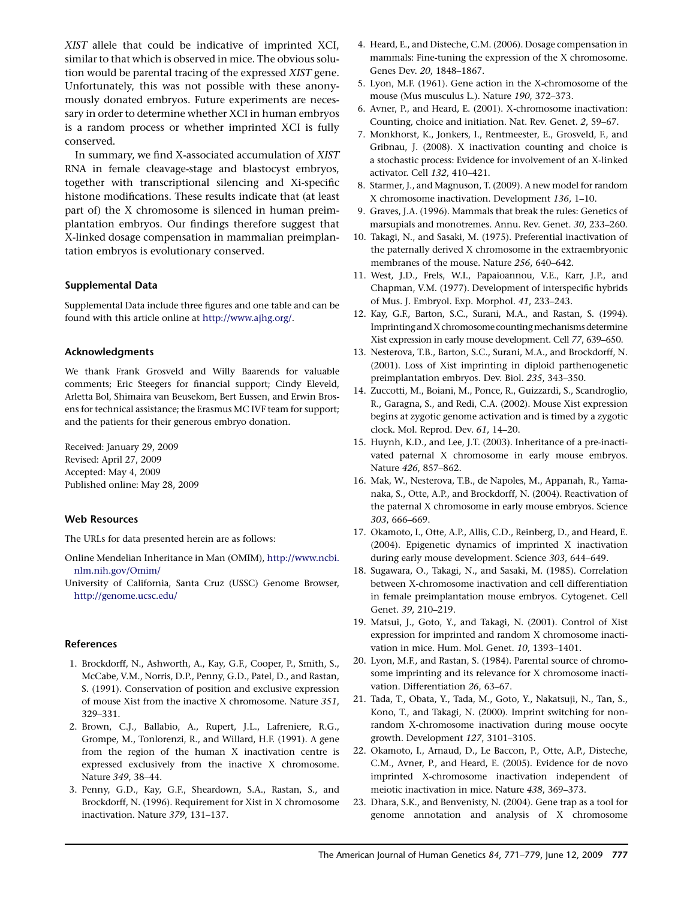*XIST* allele that could be indicative of imprinted XCI, similar to that which is observed in mice. The obvious solution would be parental tracing of the expressed *XIST* gene. Unfortunately, this was not possible with these anonymously donated embryos. Future experiments are necessary in order to determine whether XCI in human embryos is a random process or whether imprinted XCI is fully conserved.

In summary, we find X-associated accumulation of *XIST* RNA in female cleavage-stage and blastocyst embryos, together with transcriptional silencing and Xi-specific histone modifications. These results indicate that (at least part of) the X chromosome is silenced in human preimplantation embryos. Our findings therefore suggest that X-linked dosage compensation in mammalian preimplantation embryos is evolutionary conserved.

## Supplemental Data

Supplemental Data include three figures and one table and can be found with this article online at http://www.ajhg.org/.

## Acknowledgments

We thank Frank Grosveld and Willy Baarends for valuable comments; Eric Steegers for financial support; Cindy Eleveld, Arletta Bol, Shimaira van Beusekom, Bert Eussen, and Erwin Brosens for technical assistance; the Erasmus MC IVF team for support; and the patients for their generous embryo donation.

Received: January 29, 2009
Revised: April 27, 2009
Accepted: May 4, 2009
Published online: May 28, 2009

## Web Resources

The URLs for data presented herein are as follows:

Online Mendelian Inheritance in Man (OMIM), http://www.ncbi.nlm.nih.gov/Omim/

University of California, Santa Cruz (USSC) Genome Browser, http://genome.ucsc.edu/

## References

1. Brockdorff, N., Ashworth, A., Kay, G.F., Cooper, P., Smith, S., McCabe, V.M., Norris, D.P., Penny, G.D., Patel, D., and Rastan, S. (1991). Conservation of position and exclusive expression of mouse Xist from the inactive X chromosome. Nature *351*, 329–331.
2. Brown, C.J., Ballabio, A., Rupert, J.L., Lafreniere, R.G., Grompe, M., Tonlorenzi, R., and Willard, H.F. (1991). A gene from the region of the human X inactivation centre is expressed exclusively from the inactive X chromosome. Nature *349*, 38–44.
3. Penny, G.D., Kay, G.F., Sheardown, S.A., Rastan, S., and Brockdorff, N. (1996). Requirement for Xist in X chromosome inactivation. Nature *379*, 131–137.
4. Heard, E., and Disteche, C.M. (2006). Dosage compensation in mammals: Fine-tuning the expression of the X chromosome. Genes Dev. *20*, 1848–1867.
5. Lyon, M.F. (1961). Gene action in the X-chromosome of the mouse (Mus musculus L.). Nature *190*, 372–373.
6. Avner, P., and Heard, E. (2001). X-chromosome inactivation: Counting, choice and initiation. Nat. Rev. Genet. *2*, 59–67.
7. Monkhorst, K., Jonkers, I., Rentmeester, E., Grosveld, F., and Gribnau, J. (2008). X inactivation counting and choice is a stochastic process: Evidence for involvement of an X-linked activator. Cell *132*, 410–421.
8. Starmer, J., and Magnuson, T. (2009). A new model for random X chromosome inactivation. Development *136*, 1–10.
9. Graves, J.A. (1996). Mammals that break the rules: Genetics of marsupials and monotremes. Annu. Rev. Genet. *30*, 233–260.
10. Takagi, N., and Sasaki, M. (1975). Preferential inactivation of the paternally derived X chromosome in the extraembryonic membranes of the mouse. Nature *256*, 640–642.
11. West, J.D., Frels, W.I., Papaioannou, V.E., Karr, J.P., and Chapman, V.M. (1977). Development of interspecific hybrids of Mus. J. Embryol. Exp. Morphol. *41*, 233–243.
12. Kay, G.F., Barton, S.C., Surani, M.A., and Rastan, S. (1994). Imprinting and X chromosome counting mechanisms determine Xist expression in early mouse development. Cell *77*, 639–650.
13. Nesterova, T.B., Barton, S.C., Surani, M.A., and Brockdorff, N. (2001). Loss of Xist imprinting in diploid parthenogenetic preimplantation embryos. Dev. Biol. *235*, 343–350.
14. Zuccotti, M., Boiani, M., Ponce, R., Guizzardi, S., Scandroglio, R., Garagna, S., and Redi, C.A. (2002). Mouse Xist expression begins at zygotic genome activation and is timed by a zygotic clock. Mol. Reprod. Dev. *61*, 14–20.
15. Huynh, K.D., and Lee, J.T. (2003). Inheritance of a pre-inactivated paternal X chromosome in early mouse embryos. Nature *426*, 857–862.
16. Mak, W., Nesterova, T.B., de Napoles, M., Appanah, R., Yamanaka, S., Otte, A.P., and Brockdorff, N. (2004). Reactivation of the paternal X chromosome in early mouse embryos. Science *303*, 666–669.
17. Okamoto, I., Otte, A.P., Allis, C.D., Reinberg, D., and Heard, E. (2004). Epigenetic dynamics of imprinted X inactivation during early mouse development. Science *303*, 644–649.
18. Sugawara, O., Takagi, N., and Sasaki, M. (1985). Correlation between X-chromosome inactivation and cell differentiation in female preimplantation mouse embryos. Cytogenet. Cell Genet. *39*, 210–219.
19. Matsui, J., Goto, Y., and Takagi, N. (2001). Control of Xist expression for imprinted and random X chromosome inactivation in mice. Hum. Mol. Genet. *10*, 1393–1401.
20. Lyon, M.F., and Rastan, S. (1984). Parental source of chromosome imprinting and its relevance for X chromosome inactivation. Differentiation *26*, 63–67.
21. Tada, T., Obata, Y., Tada, M., Goto, Y., Nakatsuji, N., Tan, S., Kono, T., and Takagi, N. (2000). Imprint switching for non-random X-chromosome inactivation during mouse oocyte growth. Development *127*, 3101–3105.
22. Okamoto, I., Arnaud, D., Le Baccon, P., Otte, A.P., Disteche, C.M., Avner, P., and Heard, E. (2005). Evidence for de novo imprinted X-chromosome inactivation independent of meiotic inactivation in mice. Nature *438*, 369–373.
23. Dhara, S.K., and Benvenisty, N. (2004). Gene trap as a tool for genome annotation and analysis of X chromosome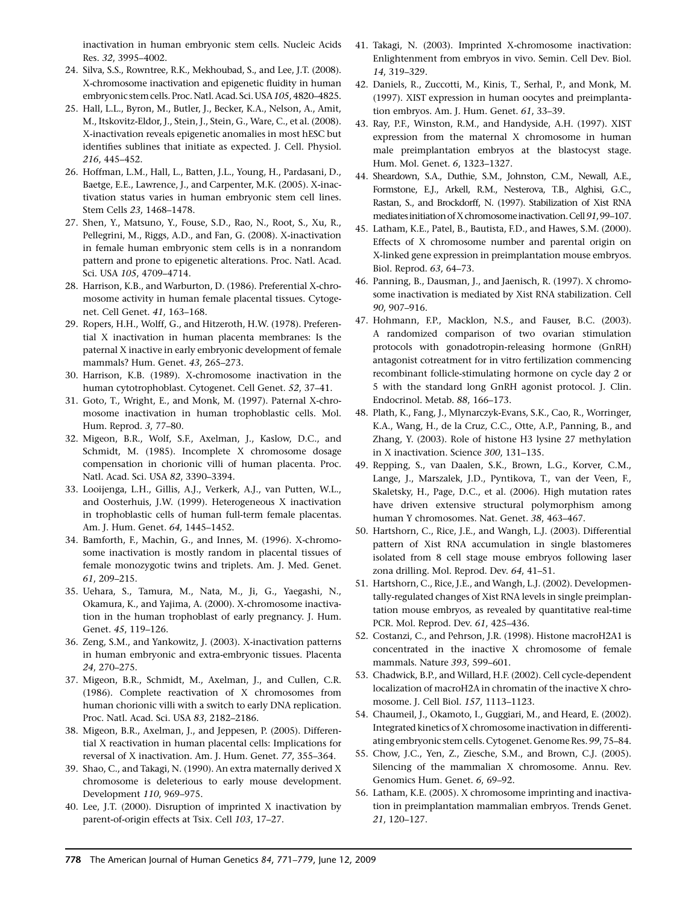inactivation in human embryonic stem cells. Nucleic Acids Res. *32*, 3995–4002.

24. Silva, S.S., Rowntree, R.K., Mekhoubad, S., and Lee, J.T. (2008). X-chromosome inactivation and epigenetic fluidity in human embryonic stem cells. Proc. Natl. Acad. Sci. USA *105*, 4820–4825.
25. Hall, L.L., Byron, M., Butler, J., Becker, K.A., Nelson, A., Amit, M., Itskovitz-Eldor, J., Stein, J., Stein, G., Ware, C., et al. (2008). X-inactivation reveals epigenetic anomalies in most hESC but identifies sublines that initiate as expected. J. Cell. Physiol. *216*, 445–452.
26. Hoffman, L.M., Hall, L., Batten, J.L., Young, H., Pardasani, D., Baetge, E.E., Lawrence, J., and Carpenter, M.K. (2005). X-inactivation status varies in human embryonic stem cell lines. Stem Cells *23*, 1468–1478.
27. Shen, Y., Matsuno, Y., Fouse, S.D., Rao, N., Root, S., Xu, R., Pellegrini, M., Riggs, A.D., and Fan, G. (2008). X-inactivation in female human embryonic stem cells is in a nonrandom pattern and prone to epigenetic alterations. Proc. Natl. Acad. Sci. USA *105*, 4709–4714.
28. Harrison, K.B., and Warburton, D. (1986). Preferential X-chromosome activity in human female placental tissues. Cytogenet. Cell Genet. *41*, 163–168.
29. Ropers, H.H., Wolff, G., and Hitzeroth, H.W. (1978). Preferential X inactivation in human placenta membranes: Is the paternal X inactive in early embryonic development of female mammals? Hum. Genet. *43*, 265–273.
30. Harrison, K.B. (1989). X-chromosome inactivation in the human cytotrophoblast. Cytogenet. Cell Genet. *52*, 37–41.
31. Goto, T., Wright, E., and Monk, M. (1997). Paternal X-chromosome inactivation in human trophoblastic cells. Mol. Hum. Reprod. *3*, 77–80.
32. Migeon, B.R., Wolf, S.F., Axelman, J., Kaslow, D.C., and Schmidt, M. (1985). Incomplete X chromosome dosage compensation in chorionic villi of human placenta. Proc. Natl. Acad. Sci. USA *82*, 3390–3394.
33. Looijenga, L.H., Gillis, A.J., Verkerk, A.J., van Putten, W.L., and Oosterhuis, J.W. (1999). Heterogeneous X inactivation in trophoblastic cells of human full-term female placentas. Am. J. Hum. Genet. *64*, 1445–1452.
34. Bamforth, F., Machin, G., and Innes, M. (1996). X-chromosome inactivation is mostly random in placental tissues of female monozygotic twins and triplets. Am. J. Med. Genet. *61*, 209–215.
35. Uehara, S., Tamura, M., Nata, M., Ji, G., Yaegashi, N., Okamura, K., and Yajima, A. (2000). X-chromosome inactivation in the human trophoblast of early pregnancy. J. Hum. Genet. *45*, 119–126.
36. Zeng, S.M., and Yankowitz, J. (2003). X-inactivation patterns in human embryonic and extra-embryonic tissues. Placenta *24*, 270–275.
37. Migeon, B.R., Schmidt, M., Axelman, J., and Cullen, C.R. (1986). Complete reactivation of X chromosomes from human chorionic villi with a switch to early DNA replication. Proc. Natl. Acad. Sci. USA *83*, 2182–2186.
38. Migeon, B.R., Axelman, J., and Jeppesen, P. (2005). Differential X reactivation in human placental cells: Implications for reversal of X inactivation. Am. J. Hum. Genet. *77*, 355–364.
39. Shao, C., and Takagi, N. (1990). An extra maternally derived X chromosome is deleterious to early mouse development. Development *110*, 969–975.
40. Lee, J.T. (2000). Disruption of imprinted X inactivation by parent-of-origin effects at Tsix. Cell *103*, 17–27.
41. Takagi, N. (2003). Imprinted X-chromosome inactivation: Enlightenment from embryos in vivo. Semin. Cell Dev. Biol. *14*, 319–329.
42. Daniels, R., Zuccotti, M., Kinis, T., Serhal, P., and Monk, M. (1997). XIST expression in human oocytes and preimplantation embryos. Am. J. Hum. Genet. *61*, 33–39.
43. Ray, P.F., Winston, R.M., and Handyside, A.H. (1997). XIST expression from the maternal X chromosome in human male preimplantation embryos at the blastocyst stage. Hum. Mol. Genet. *6*, 1323–1327.
44. Sheardown, S.A., Duthie, S.M., Johnston, C.M., Newall, A.E., Formstone, E.J., Arkell, R.M., Nesterova, T.B., Alghisi, G.C., Rastan, S., and Brockdorff, N. (1997). Stabilization of Xist RNA mediates initiation of X chromosome inactivation. Cell *91*, 99–107.
45. Latham, K.E., Patel, B., Bautista, F.D., and Hawes, S.M. (2000). Effects of X chromosome number and parental origin on X-linked gene expression in preimplantation mouse embryos. Biol. Reprod. *63*, 64–73.
46. Panning, B., Dausman, J., and Jaenisch, R. (1997). X chromosome inactivation is mediated by Xist RNA stabilization. Cell *90*, 907–916.
47. Hohmann, F.P., Macklon, N.S., and Fauser, B.C. (2003). A randomized comparison of two ovarian stimulation protocols with gonadotropin-releasing hormone (GnRH) antagonist cotreatment for in vitro fertilization commencing recombinant follicle-stimulating hormone on cycle day 2 or 5 with the standard long GnRH agonist protocol. J. Clin. Endocrinol. Metab. *88*, 166–173.
48. Plath, K., Fang, J., Mlynarczyk-Evans, S.K., Cao, R., Worringer, K.A., Wang, H., de la Cruz, C.C., Otte, A.P., Panning, B., and Zhang, Y. (2003). Role of histone H3 lysine 27 methylation in X inactivation. Science *300*, 131–135.
49. Repping, S., van Daalen, S.K., Brown, L.G., Korver, C.M., Lange, J., Marszalek, J.D., Pyntikova, T., van der Veen, F., Skaletsky, H., Page, D.C., et al. (2006). High mutation rates have driven extensive structural polymorphism among human Y chromosomes. Nat. Genet. *38*, 463–467.
50. Hartshorn, C., Rice, J.E., and Wangh, L.J. (2003). Differential pattern of Xist RNA accumulation in single blastomeres isolated from 8 cell stage mouse embryos following laser zona drilling. Mol. Reprod. Dev. *64*, 41–51.
51. Hartshorn, C., Rice, J.E., and Wangh, L.J. (2002). Developmentally-regulated changes of Xist RNA levels in single preimplantation mouse embryos, as revealed by quantitative real-time PCR. Mol. Reprod. Dev. *61*, 425–436.
52. Costanzi, C., and Pehrson, J.R. (1998). Histone macroH2A1 is concentrated in the inactive X chromosome of female mammals. Nature *393*, 599–601.
53. Chadwick, B.P., and Willard, H.F. (2002). Cell cycle-dependent localization of macroH2A in chromatin of the inactive X chromosome. J. Cell Biol. *157*, 1113–1123.
54. Chaumeil, J., Okamoto, I., Guggiari, M., and Heard, E. (2002). Integrated kinetics of X chromosome inactivation in differentiating embryonic stem cells. Cytogenet. Genome Res. *99*, 75–84.
55. Chow, J.C., Yen, Z., Ziesche, S.M., and Brown, C.J. (2005). Silencing of the mammalian X chromosome. Annu. Rev. Genomics Hum. Genet. *6*, 69–92.
56. Latham, K.E. (2005). X chromosome imprinting and inactivation in preimplantation mammalian embryos. Trends Genet. *21*, 120–127.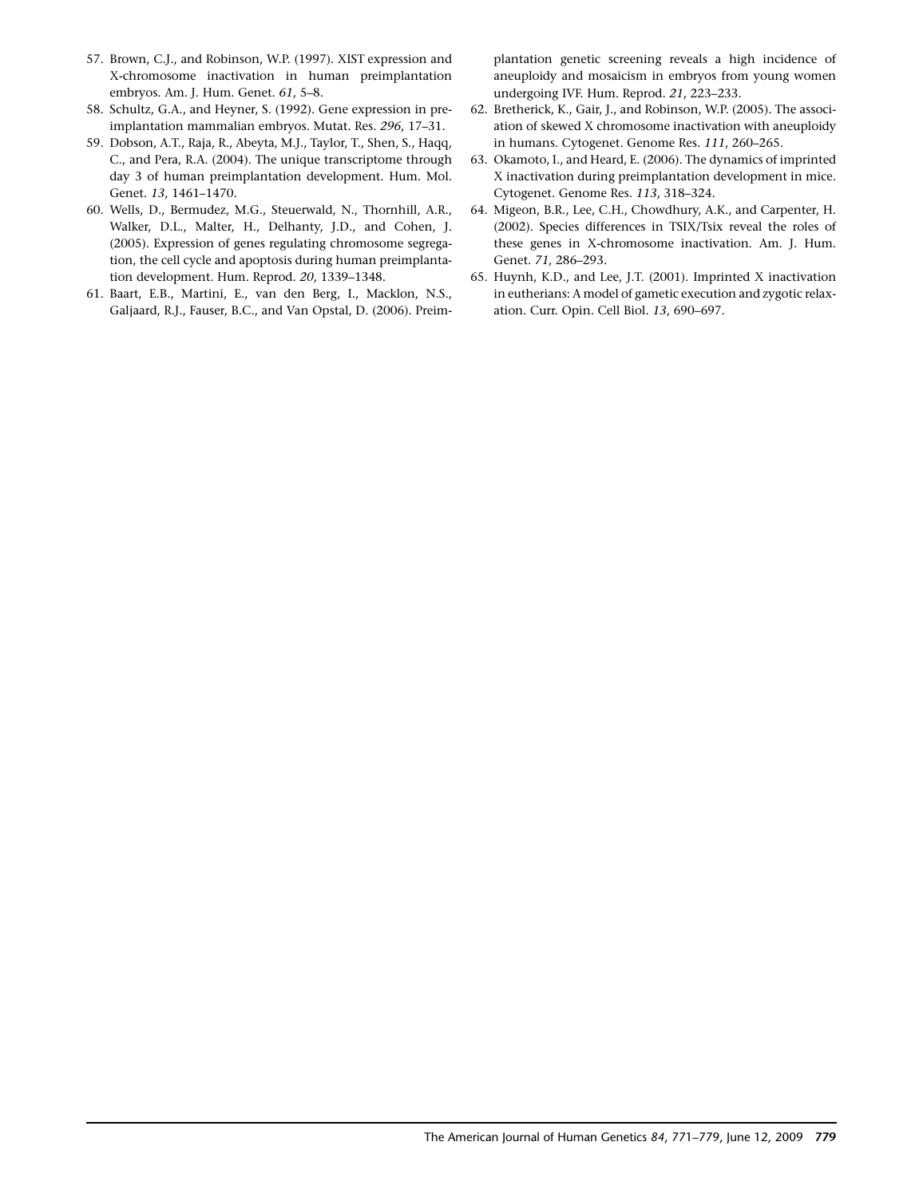57. Brown, C.J., and Robinson, W.P. (1997). XIST expression and X-chromosome inactivation in human preimplantation embryos. Am. J. Hum. Genet. *61*, 5–8.
58. Schultz, G.A., and Heyner, S. (1992). Gene expression in preimplantation mammalian embryos. Mutat. Res. *296*, 17–31.
59. Dobson, A.T., Raja, R., Abeyta, M.J., Taylor, T., Shen, S., Haqq, C., and Pera, R.A. (2004). The unique transcriptome through day 3 of human preimplantation development. Hum. Mol. Genet. *13*, 1461–1470.
60. Wells, D., Bermudez, M.G., Steuerwald, N., Thornhill, A.R., Walker, D.L., Malter, H., Delhanty, J.D., and Cohen, J. (2005). Expression of genes regulating chromosome segregation, the cell cycle and apoptosis during human preimplantation development. Hum. Reprod. *20*, 1339–1348.
61. Baart, E.B., Martini, E., van den Berg, I., Macklon, N.S., Galjaard, R.J., Fauser, B.C., and Van Opstal, D. (2006). Preimplantation genetic screening reveals a high incidence of aneuploidy and mosaicism in embryos from young women undergoing IVF. Hum. Reprod. *21*, 223–233.
62. Bretherick, K., Gair, J., and Robinson, W.P. (2005). The association of skewed X chromosome inactivation with aneuploidy in humans. Cytogenet. Genome Res. *111*, 260–265.
63. Okamoto, I., and Heard, E. (2006). The dynamics of imprinted X inactivation during preimplantation development in mice. Cytogenet. Genome Res. *113*, 318–324.
64. Migeon, B.R., Lee, C.H., Chowdhury, A.K., and Carpenter, H. (2002). Species differences in TSIX/Tsix reveal the roles of these genes in X-chromosome inactivation. Am. J. Hum. Genet. *71*, 286–293.
65. Huynh, K.D., and Lee, J.T. (2001). Imprinted X inactivation in eutherians: A model of gametic execution and zygotic relaxation. Curr. Opin. Cell Biol. *13*, 690–697.